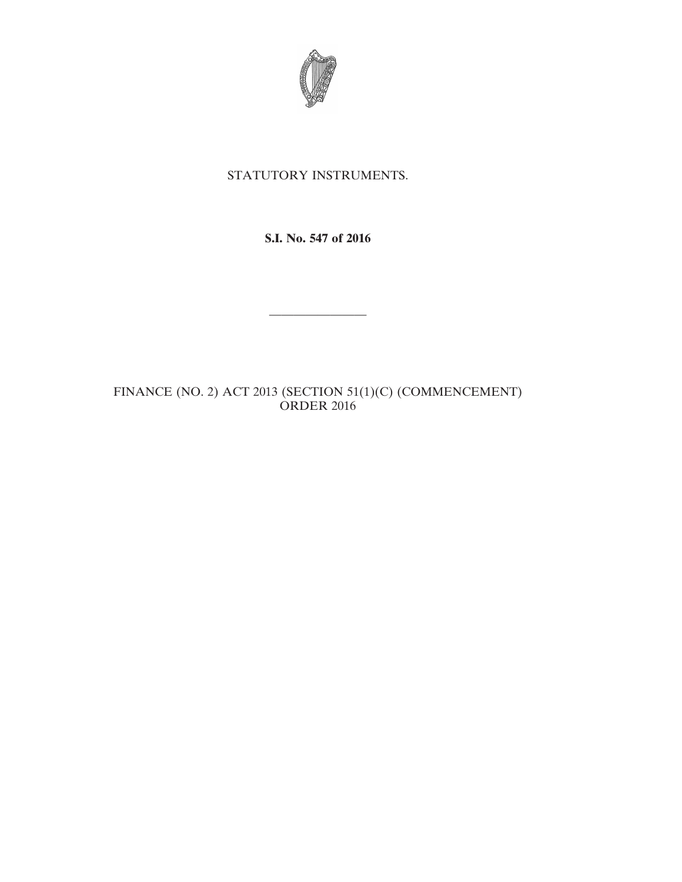STATUTORY INSTRUMENTS.

**S.I. No. 547 of 2016**

---

FINANCE (NO. 2) ACT 2013 (SECTION 51(1)(C) (COMMENCEMENT) ORDER 2016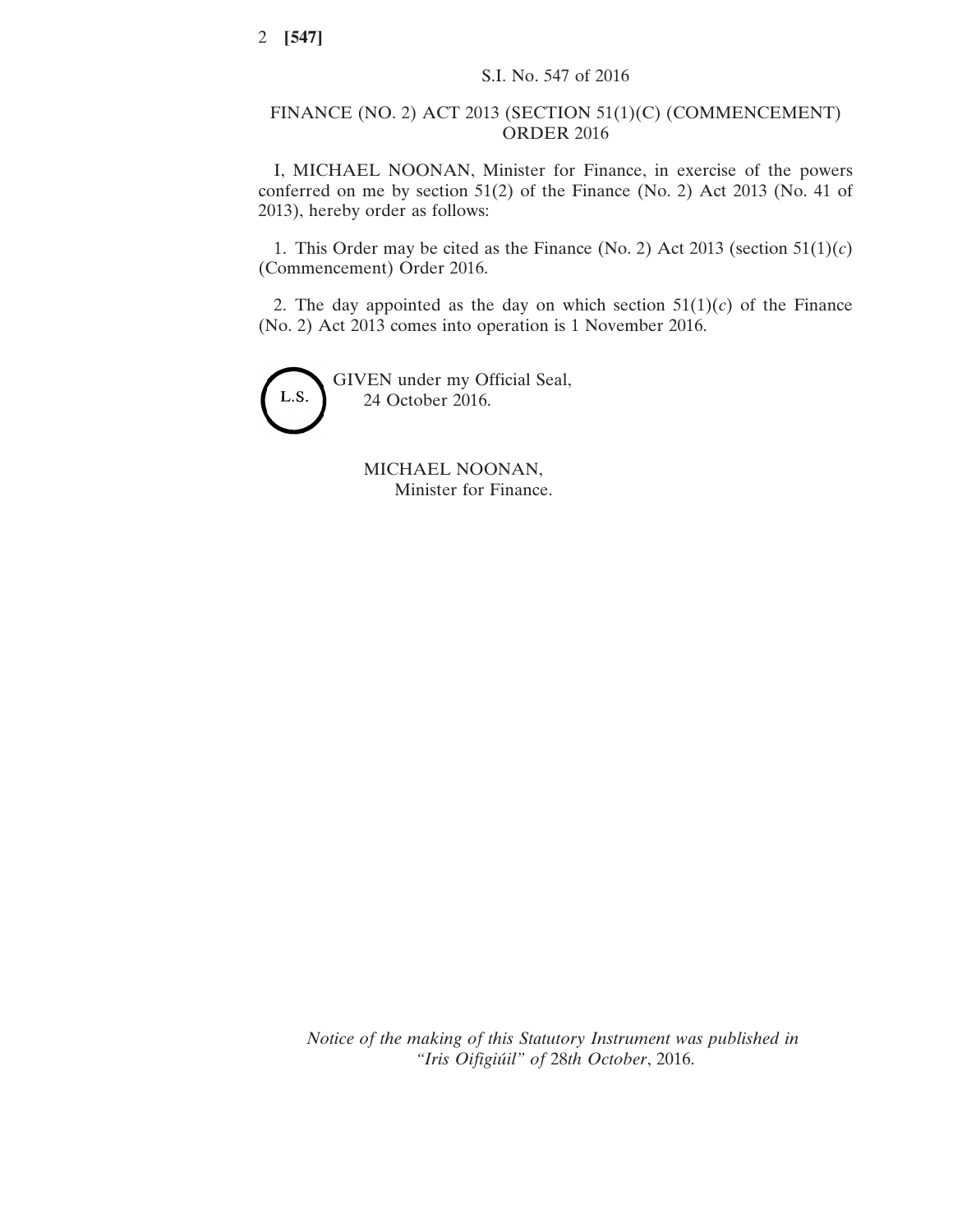S.I. No. 547 of 2016

# FINANCE (NO. 2) ACT 2013 (SECTION 51(1)(C) (COMMENCEMENT) ORDER 2016

I, MICHAEL NOONAN, Minister for Finance, in exercise of the powers conferred on me by section 51(2) of the Finance (No. 2) Act 2013 (No. 41 of 2013), hereby order as follows:

1. This Order may be cited as the Finance (No. 2) Act 2013 (section 51(1)(*c*) (Commencement) Order 2016.

2. The day appointed as the day on which section 51(1)(*c*) of the Finance (No. 2) Act 2013 comes into operation is 1 November 2016.

L.S.

GIVEN under my Official Seal,
24 October 2016.

MICHAEL NOONAN,
Minister for Finance.

*Notice of the making of this Statutory Instrument was published in "Iris Oifigiúil" of* 28*th October*, 2016.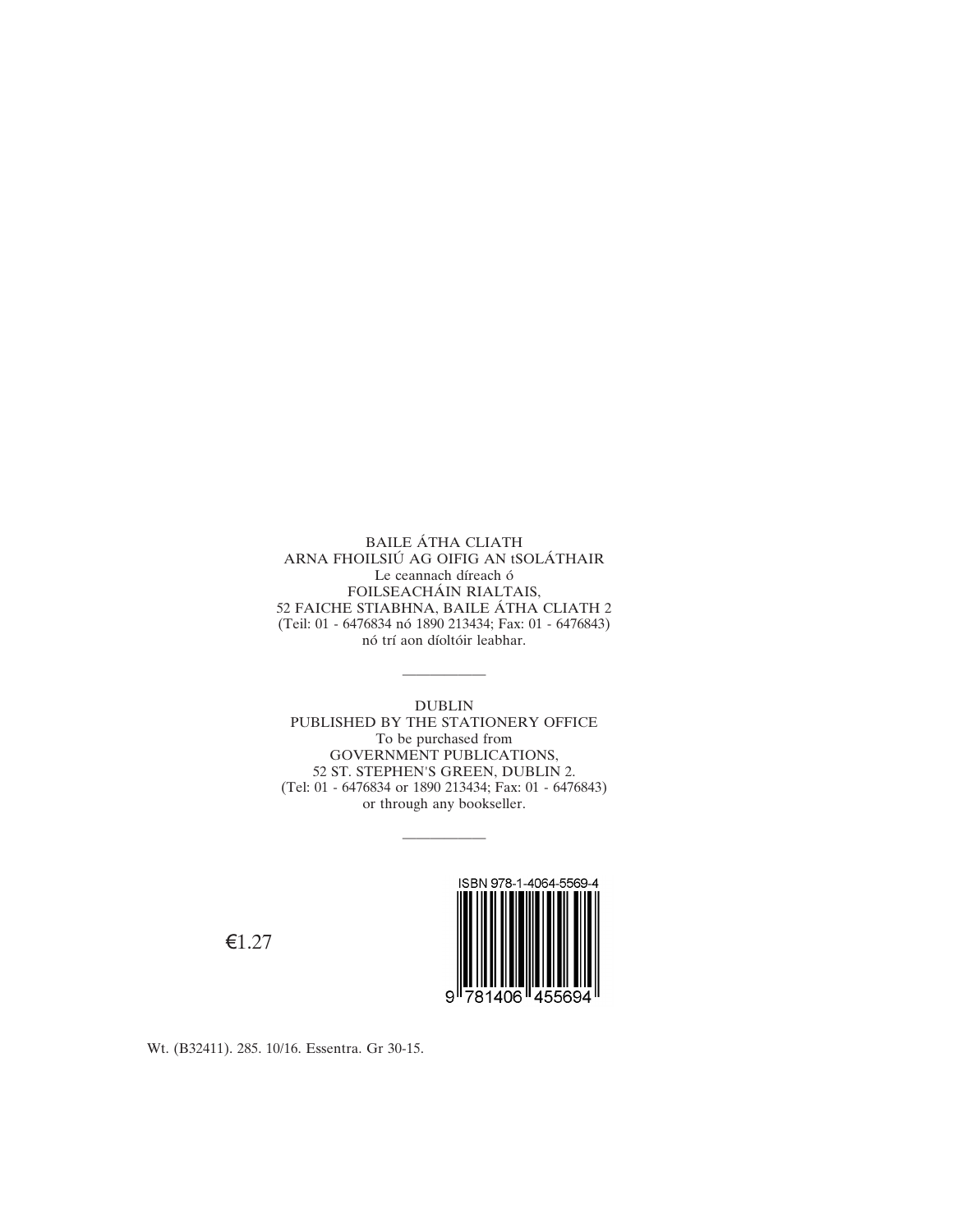BAILE ÁTHA CLIATH
ARNA FHOILSIÚ AG OIFIG AN tSOLÁTHAIR
Le ceannach díreach ó
FOILSEACHÁIN RIALTAIS,
52 FAICHE STIABHNA, BAILE ÁTHA CLIATH 2
(Teil: 01 - 6476834 nó 1890 213434; Fax: 01 - 6476843)
nó trí aon díoltóir leabhar.

---

DUBLIN
PUBLISHED BY THE STATIONERY OFFICE
To be purchased from
GOVERNMENT PUBLICATIONS,
52 ST. STEPHEN'S GREEN, DUBLIN 2.
(Tel: 01 - 6476834 or 1890 213434; Fax: 01 - 6476843)
or through any bookseller.

---

€1.27

ISBN 978-1-4064-5569-4

9 781406 455694

Wt. (B32411). 285. 10/16. Essentra. Gr 30-15.